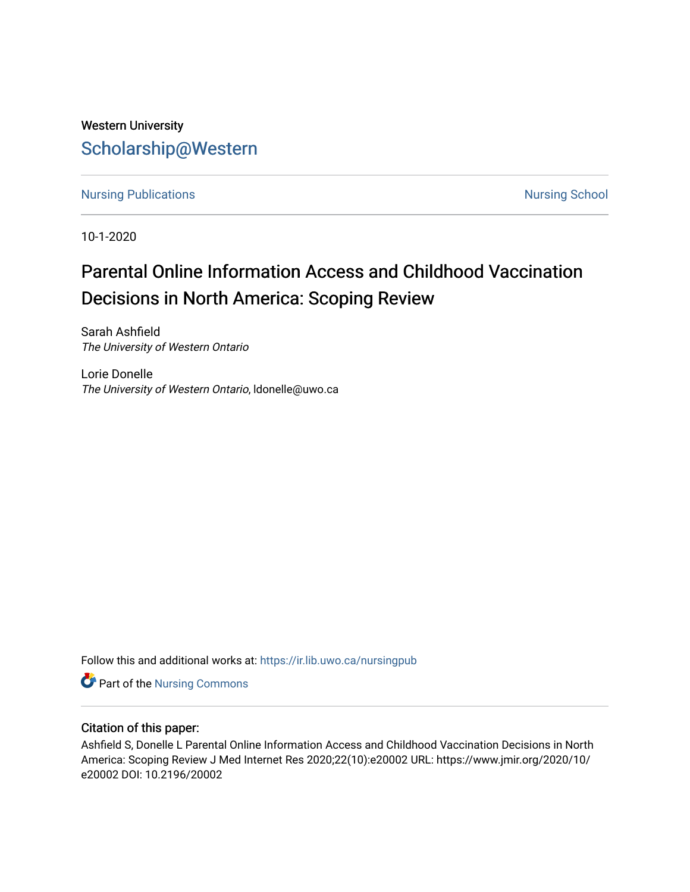Western University

# Scholarship@Western

Nursing Publications Nursing School

10-1-2020

# Parental Online Information Access and Childhood Vaccination Decisions in North America: Scoping Review

Sarah Ashfield
*The University of Western Ontario*

Lorie Donelle
*The University of Western Ontario*, ldonelle@uwo.ca

Follow this and additional works at: https://ir.lib.uwo.ca/nursingpub

Part of the Nursing Commons

### Citation of this paper:

Ashfield S, Donelle L Parental Online Information Access and Childhood Vaccination Decisions in North America: Scoping Review J Med Internet Res 2020;22(10):e20002 URL: https://www.jmir.org/2020/10/e20002 DOI: 10.2196/20002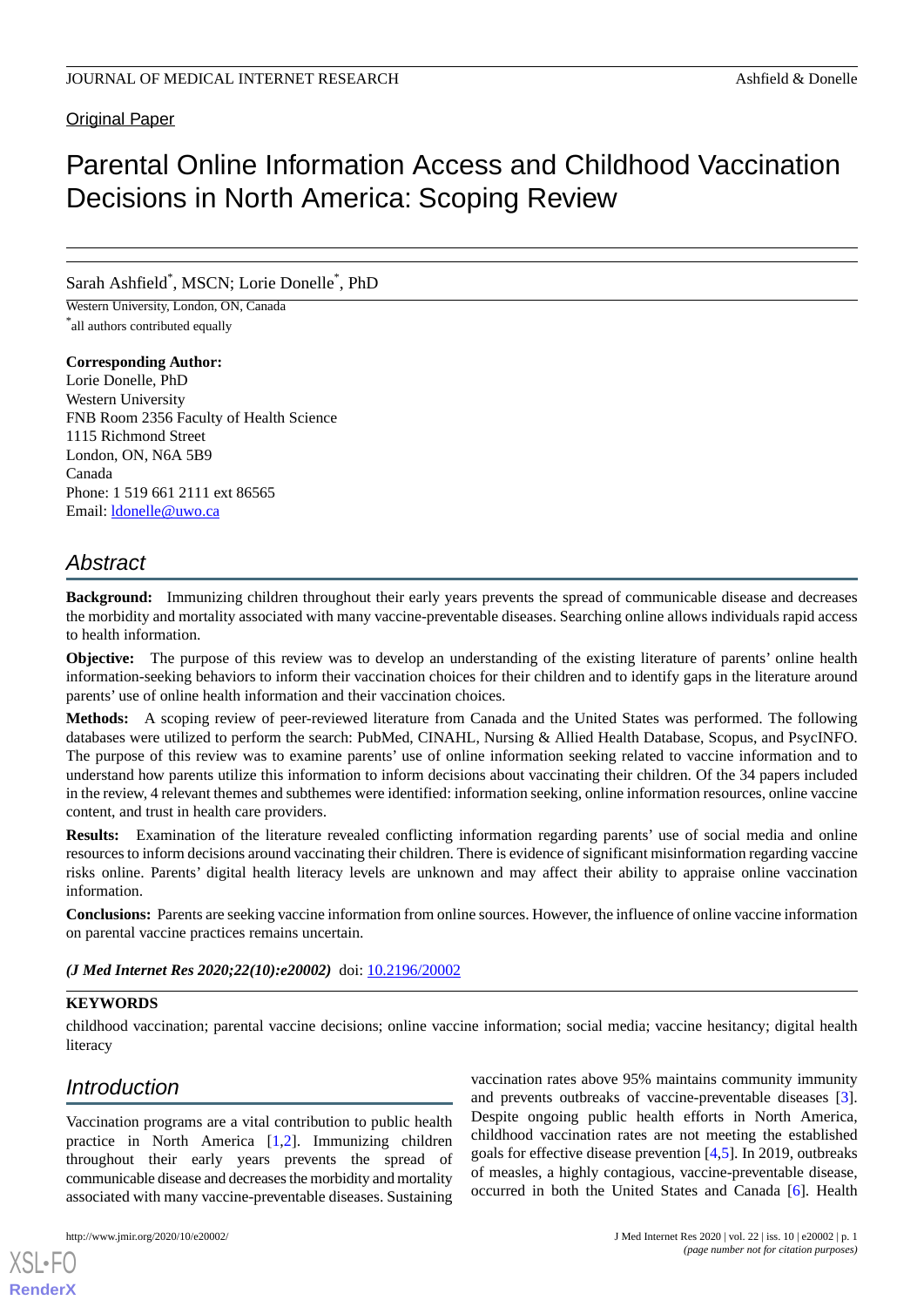Original Paper

# Parental Online Information Access and Childhood Vaccination Decisions in North America: Scoping Review

Sarah Ashfield*, MSCN; Lorie Donelle*, PhD

Western University, London, ON, Canada

*all authors contributed equally

**Corresponding Author:**
Lorie Donelle, PhD
Western University
FNB Room 2356 Faculty of Health Science
1115 Richmond Street
London, ON, N6A 5B9
Canada
Phone: 1 519 661 2111 ext 86565
Email: ldonelle@uwo.ca

## Abstract

**Background:** Immunizing children throughout their early years prevents the spread of communicable disease and decreases the morbidity and mortality associated with many vaccine-preventable diseases. Searching online allows individuals rapid access to health information.

**Objective:** The purpose of this review was to develop an understanding of the existing literature of parents' online health information-seeking behaviors to inform their vaccination choices for their children and to identify gaps in the literature around parents' use of online health information and their vaccination choices.

**Methods:** A scoping review of peer-reviewed literature from Canada and the United States was performed. The following databases were utilized to perform the search: PubMed, CINAHL, Nursing & Allied Health Database, Scopus, and PsycINFO. The purpose of this review was to examine parents' use of online information seeking related to vaccine information and to understand how parents utilize this information to inform decisions about vaccinating their children. Of the 34 papers included in the review, 4 relevant themes and subthemes were identified: information seeking, online information resources, online vaccine content, and trust in health care providers.

**Results:** Examination of the literature revealed conflicting information regarding parents' use of social media and online resources to inform decisions around vaccinating their children. There is evidence of significant misinformation regarding vaccine risks online. Parents' digital health literacy levels are unknown and may affect their ability to appraise online vaccination information.

**Conclusions:** Parents are seeking vaccine information from online sources. However, the influence of online vaccine information on parental vaccine practices remains uncertain.

***(J Med Internet Res 2020;22(10):e20002)*** doi: 10.2196/20002

**KEYWORDS**

childhood vaccination; parental vaccine decisions; online vaccine information; social media; vaccine hesitancy; digital health literacy

## Introduction

Vaccination programs are a vital contribution to public health practice in North America [1,2]. Immunizing children throughout their early years prevents the spread of communicable disease and decreases the morbidity and mortality associated with many vaccine-preventable diseases. Sustaining vaccination rates above 95% maintains community immunity and prevents outbreaks of vaccine-preventable diseases [3]. Despite ongoing public health efforts in North America, childhood vaccination rates are not meeting the established goals for effective disease prevention [4,5]. In 2019, outbreaks of measles, a highly contagious, vaccine-preventable disease, occurred in both the United States and Canada [6]. Health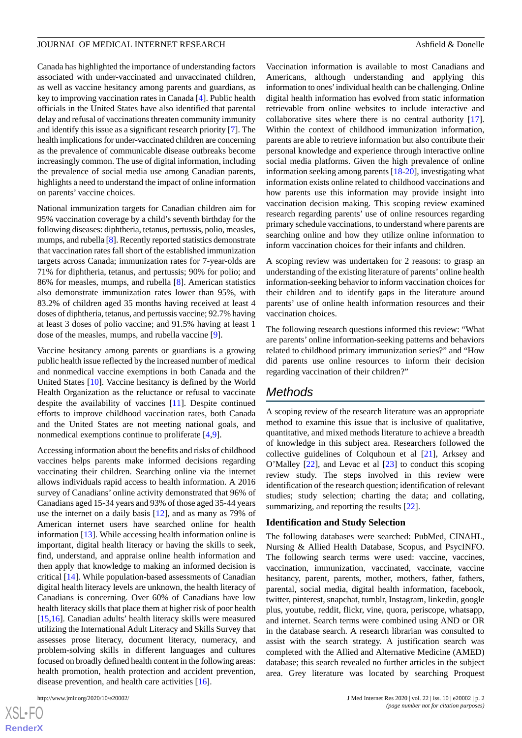Canada has highlighted the importance of understanding factors associated with under-vaccinated and unvaccinated children, as well as vaccine hesitancy among parents and guardians, as key to improving vaccination rates in Canada [4]. Public health officials in the United States have also identified that parental delay and refusal of vaccinations threaten community immunity and identify this issue as a significant research priority [7]. The health implications for under-vaccinated children are concerning as the prevalence of communicable disease outbreaks become increasingly common. The use of digital information, including the prevalence of social media use among Canadian parents, highlights a need to understand the impact of online information on parents' vaccine choices.

National immunization targets for Canadian children aim for 95% vaccination coverage by a child's seventh birthday for the following diseases: diphtheria, tetanus, pertussis, polio, measles, mumps, and rubella [8]. Recently reported statistics demonstrate that vaccination rates fall short of the established immunization targets across Canada; immunization rates for 7-year-olds are 71% for diphtheria, tetanus, and pertussis; 90% for polio; and 86% for measles, mumps, and rubella [8]. American statistics also demonstrate immunization rates lower than 95%, with 83.2% of children aged 35 months having received at least 4 doses of diphtheria, tetanus, and pertussis vaccine; 92.7% having at least 3 doses of polio vaccine; and 91.5% having at least 1 dose of the measles, mumps, and rubella vaccine [9].

Vaccine hesitancy among parents or guardians is a growing public health issue reflected by the increased number of medical and nonmedical vaccine exemptions in both Canada and the United States [10]. Vaccine hesitancy is defined by the World Health Organization as the reluctance or refusal to vaccinate despite the availability of vaccines [11]. Despite continued efforts to improve childhood vaccination rates, both Canada and the United States are not meeting national goals, and nonmedical exemptions continue to proliferate [4,9].

Accessing information about the benefits and risks of childhood vaccines helps parents make informed decisions regarding vaccinating their children. Searching online via the internet allows individuals rapid access to health information. A 2016 survey of Canadians' online activity demonstrated that 96% of Canadians aged 15-34 years and 93% of those aged 35-44 years use the internet on a daily basis [12], and as many as 79% of American internet users have searched online for health information [13]. While accessing health information online is important, digital health literacy or having the skills to seek, find, understand, and appraise online health information and then apply that knowledge to making an informed decision is critical [14]. While population-based assessments of Canadian digital health literacy levels are unknown, the health literacy of Canadians is concerning. Over 60% of Canadians have low health literacy skills that place them at higher risk of poor health [15,16]. Canadian adults' health literacy skills were measured utilizing the International Adult Literacy and Skills Survey that assesses prose literacy, document literacy, numeracy, and problem-solving skills in different languages and cultures focused on broadly defined health content in the following areas: health promotion, health protection and accident prevention, disease prevention, and health care activities [16].

Vaccination information is available to most Canadians and Americans, although understanding and applying this information to ones' individual health can be challenging. Online digital health information has evolved from static information retrievable from online websites to include interactive and collaborative sites where there is no central authority [17]. Within the context of childhood immunization information, parents are able to retrieve information but also contribute their personal knowledge and experience through interactive online social media platforms. Given the high prevalence of online information seeking among parents [18-20], investigating what information exists online related to childhood vaccinations and how parents use this information may provide insight into vaccination decision making. This scoping review examined research regarding parents' use of online resources regarding primary schedule vaccinations, to understand where parents are searching online and how they utilize online information to inform vaccination choices for their infants and children.

A scoping review was undertaken for 2 reasons: to grasp an understanding of the existing literature of parents' online health information-seeking behavior to inform vaccination choices for their children and to identify gaps in the literature around parents' use of online health information resources and their vaccination choices.

The following research questions informed this review: "What are parents' online information-seeking patterns and behaviors related to childhood primary immunization series?" and "How did parents use online resources to inform their decision regarding vaccination of their children?"

## Methods

A scoping review of the research literature was an appropriate method to examine this issue that is inclusive of qualitative, quantitative, and mixed methods literature to achieve a breadth of knowledge in this subject area. Researchers followed the collective guidelines of Colquhoun et al [21], Arksey and O'Malley [22], and Levac et al [23] to conduct this scoping review study. The steps involved in this review were identification of the research question; identification of relevant studies; study selection; charting the data; and collating, summarizing, and reporting the results [22].

### Identification and Study Selection

The following databases were searched: PubMed, CINAHL, Nursing & Allied Health Database, Scopus, and PsycINFO. The following search terms were used: vaccine, vaccines, vaccination, immunization, vaccinated, vaccinate, vaccine hesitancy, parent, parents, mother, mothers, father, fathers, parental, social media, digital health information, facebook, twitter, pinterest, snapchat, tumblr, Instagram, linkedin, google plus, youtube, reddit, flickr, vine, quora, periscope, whatsapp, and internet. Search terms were combined using AND or OR in the database search. A research librarian was consulted to assist with the search strategy. A justification search was completed with the Allied and Alternative Medicine (AMED) database; this search revealed no further articles in the subject area. Grey literature was located by searching Proquest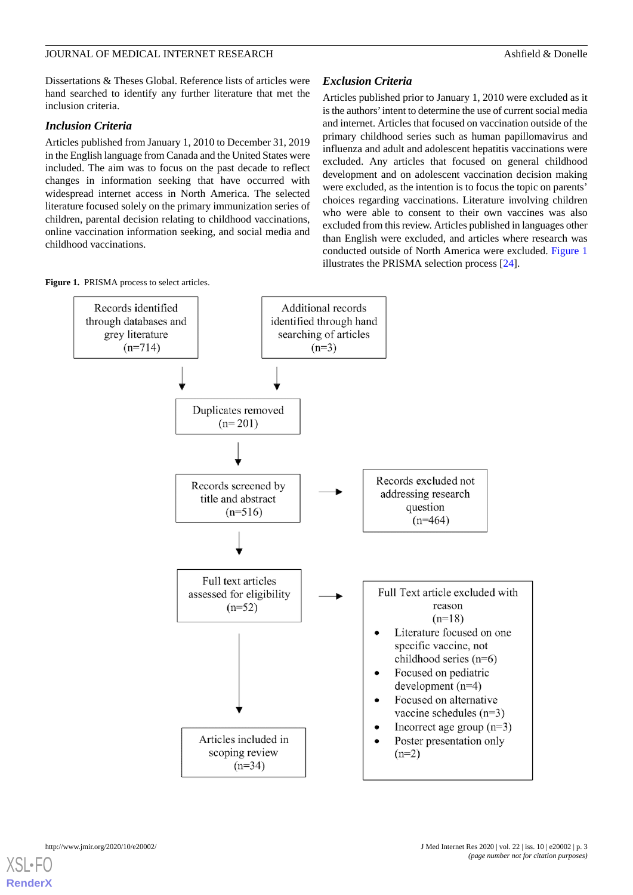Dissertations & Theses Global. Reference lists of articles were hand searched to identify any further literature that met the inclusion criteria.

### Inclusion Criteria

Articles published from January 1, 2010 to December 31, 2019 in the English language from Canada and the United States were included. The aim was to focus on the past decade to reflect changes in information seeking that have occurred with widespread internet access in North America. The selected literature focused solely on the primary immunization series of children, parental decision relating to childhood vaccinations, online vaccination information seeking, and social media and childhood vaccinations.

### Exclusion Criteria

Articles published prior to January 1, 2010 were excluded as it is the authors' intent to determine the use of current social media and internet. Articles that focused on vaccination outside of the primary childhood series such as human papillomavirus and influenza and adult and adolescent hepatitis vaccinations were excluded. Any articles that focused on general childhood development and on adolescent vaccination decision making were excluded, as the intention is to focus the topic on parents' choices regarding vaccinations. Literature involving children who were able to consent to their own vaccines was also excluded from this review. Articles published in languages other than English were excluded, and articles where research was conducted outside of North America were excluded. Figure 1 illustrates the PRISMA selection process [24].

**Figure 1.** PRISMA process to select articles.

Records identified through databases and grey literature (n=714)

Additional records identified through hand searching of articles (n=3)

Duplicates removed (n= 201)

Records screened by title and abstract (n=516)

Records excluded not addressing research question (n=464)

Full text articles assessed for eligibility (n=52)

Full Text article excluded with reason (n=18)

- Literature focused on one specific vaccine, not childhood series (n=6)
- Focused on pediatric development (n=4)
- Focused on alternative vaccine schedules (n=3)
- Incorrect age group (n=3)
- Poster presentation only (n=2)

Articles included in scoping review (n=34)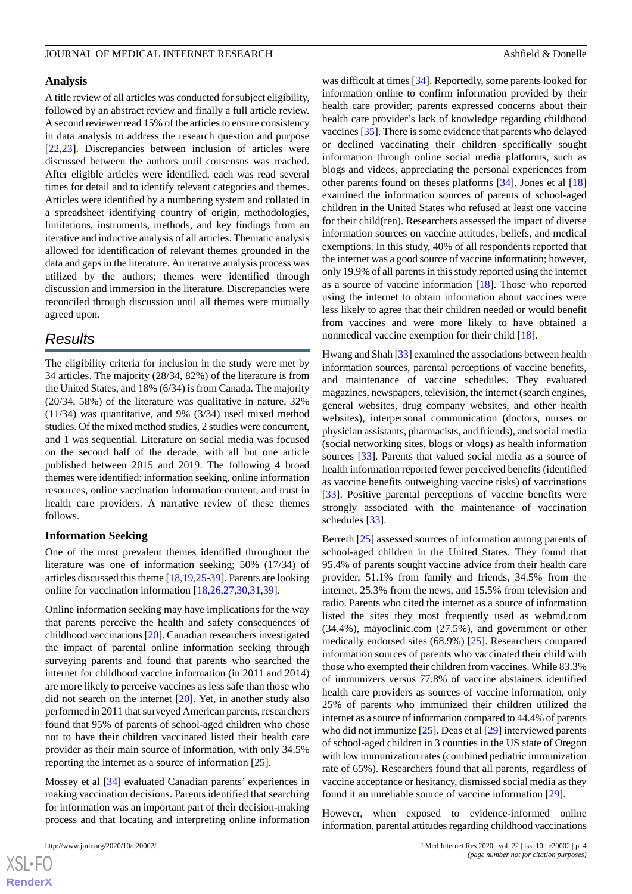### Analysis

A title review of all articles was conducted for subject eligibility, followed by an abstract review and finally a full article review. A second reviewer read 15% of the articles to ensure consistency in data analysis to address the research question and purpose [22,23]. Discrepancies between inclusion of articles were discussed between the authors until consensus was reached. After eligible articles were identified, each was read several times for detail and to identify relevant categories and themes. Articles were identified by a numbering system and collated in a spreadsheet identifying country of origin, methodologies, limitations, instruments, methods, and key findings from an iterative and inductive analysis of all articles. Thematic analysis allowed for identification of relevant themes grounded in the data and gaps in the literature. An iterative analysis process was utilized by the authors; themes were identified through discussion and immersion in the literature. Discrepancies were reconciled through discussion until all themes were mutually agreed upon.

## Results

The eligibility criteria for inclusion in the study were met by 34 articles. The majority (28/34, 82%) of the literature is from the United States, and 18% (6/34) is from Canada. The majority (20/34, 58%) of the literature was qualitative in nature, 32% (11/34) was quantitative, and 9% (3/34) used mixed method studies. Of the mixed method studies, 2 studies were concurrent, and 1 was sequential. Literature on social media was focused on the second half of the decade, with all but one article published between 2015 and 2019. The following 4 broad themes were identified: information seeking, online information resources, online vaccination information content, and trust in health care providers. A narrative review of these themes follows.

### Information Seeking

One of the most prevalent themes identified throughout the literature was one of information seeking; 50% (17/34) of articles discussed this theme [18,19,25-39]. Parents are looking online for vaccination information [18,26,27,30,31,39].

Online information seeking may have implications for the way that parents perceive the health and safety consequences of childhood vaccinations [20]. Canadian researchers investigated the impact of parental online information seeking through surveying parents and found that parents who searched the internet for childhood vaccine information (in 2011 and 2014) are more likely to perceive vaccines as less safe than those who did not search on the internet [20]. Yet, in another study also performed in 2011 that surveyed American parents, researchers found that 95% of parents of school-aged children who chose not to have their children vaccinated listed their health care provider as their main source of information, with only 34.5% reporting the internet as a source of information [25].

Mossey et al [34] evaluated Canadian parents' experiences in making vaccination decisions. Parents identified that searching for information was an important part of their decision-making process and that locating and interpreting online information was difficult at times [34]. Reportedly, some parents looked for information online to confirm information provided by their health care provider; parents expressed concerns about their health care provider's lack of knowledge regarding childhood vaccines [35]. There is some evidence that parents who delayed or declined vaccinating their children specifically sought information through online social media platforms, such as blogs and videos, appreciating the personal experiences from other parents found on theses platforms [34]. Jones et al [18] examined the information sources of parents of school-aged children in the United States who refused at least one vaccine for their child(ren). Researchers assessed the impact of diverse information sources on vaccine attitudes, beliefs, and medical exemptions. In this study, 40% of all respondents reported that the internet was a good source of vaccine information; however, only 19.9% of all parents in this study reported using the internet as a source of vaccine information [18]. Those who reported using the internet to obtain information about vaccines were less likely to agree that their children needed or would benefit from vaccines and were more likely to have obtained a nonmedical vaccine exemption for their child [18].

Hwang and Shah [33] examined the associations between health information sources, parental perceptions of vaccine benefits, and maintenance of vaccine schedules. They evaluated magazines, newspapers, television, the internet (search engines, general websites, drug company websites, and other health websites), interpersonal communication (doctors, nurses or physician assistants, pharmacists, and friends), and social media (social networking sites, blogs or vlogs) as health information sources [33]. Parents that valued social media as a source of health information reported fewer perceived benefits (identified as vaccine benefits outweighing vaccine risks) of vaccinations [33]. Positive parental perceptions of vaccine benefits were strongly associated with the maintenance of vaccination schedules [33].

Berreth [25] assessed sources of information among parents of school-aged children in the United States. They found that 95.4% of parents sought vaccine advice from their health care provider, 51.1% from family and friends, 34.5% from the internet, 25.3% from the news, and 15.5% from television and radio. Parents who cited the internet as a source of information listed the sites they most frequently used as webmd.com (34.4%), mayoclinic.com (27.5%), and government or other medically endorsed sites (68.9%) [25]. Researchers compared information sources of parents who vaccinated their child with those who exempted their children from vaccines. While 83.3% of immunizers versus 77.8% of vaccine abstainers identified health care providers as sources of vaccine information, only 25% of parents who immunized their children utilized the internet as a source of information compared to 44.4% of parents who did not immunize [25]. Deas et al [29] interviewed parents of school-aged children in 3 counties in the US state of Oregon with low immunization rates (combined pediatric immunization rate of 65%). Researchers found that all parents, regardless of vaccine acceptance or hesitancy, dismissed social media as they found it an unreliable source of vaccine information [29].

However, when exposed to evidence-informed online information, parental attitudes regarding childhood vaccinations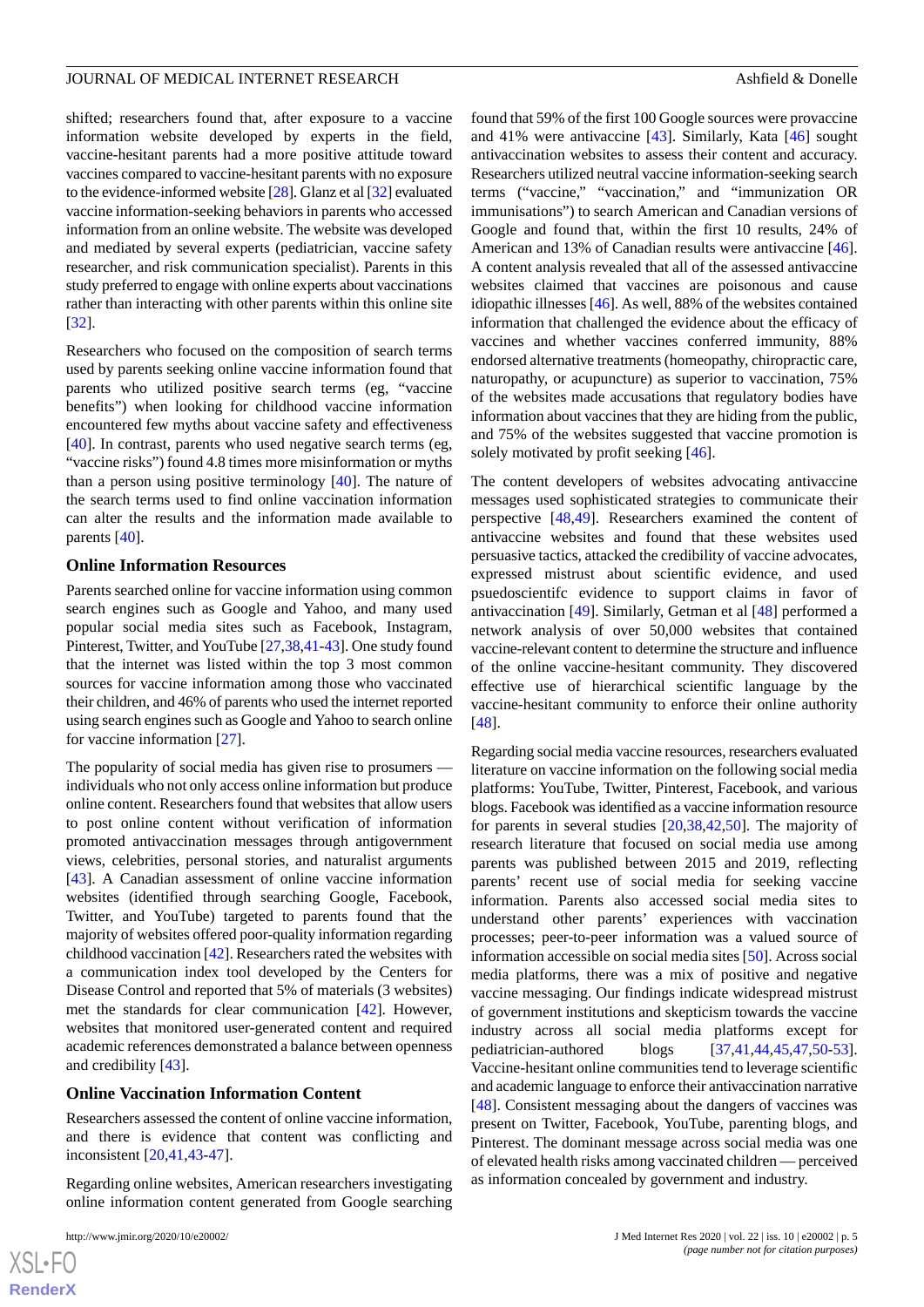shifted; researchers found that, after exposure to a vaccine information website developed by experts in the field, vaccine-hesitant parents had a more positive attitude toward vaccines compared to vaccine-hesitant parents with no exposure to the evidence-informed website [28]. Glanz et al [32] evaluated vaccine information-seeking behaviors in parents who accessed information from an online website. The website was developed and mediated by several experts (pediatrician, vaccine safety researcher, and risk communication specialist). Parents in this study preferred to engage with online experts about vaccinations rather than interacting with other parents within this online site [32].

Researchers who focused on the composition of search terms used by parents seeking online vaccine information found that parents who utilized positive search terms (eg, "vaccine benefits") when looking for childhood vaccine information encountered few myths about vaccine safety and effectiveness [40]. In contrast, parents who used negative search terms (eg, "vaccine risks") found 4.8 times more misinformation or myths than a person using positive terminology [40]. The nature of the search terms used to find online vaccination information can alter the results and the information made available to parents [40].

### Online Information Resources

Parents searched online for vaccine information using common search engines such as Google and Yahoo, and many used popular social media sites such as Facebook, Instagram, Pinterest, Twitter, and YouTube [27,38,41-43]. One study found that the internet was listed within the top 3 most common sources for vaccine information among those who vaccinated their children, and 46% of parents who used the internet reported using search engines such as Google and Yahoo to search online for vaccine information [27].

The popularity of social media has given rise to prosumers — individuals who not only access online information but produce online content. Researchers found that websites that allow users to post online content without verification of information promoted antivaccination messages through antigovernment views, celebrities, personal stories, and naturalist arguments [43]. A Canadian assessment of online vaccine information websites (identified through searching Google, Facebook, Twitter, and YouTube) targeted to parents found that the majority of websites offered poor-quality information regarding childhood vaccination [42]. Researchers rated the websites with a communication index tool developed by the Centers for Disease Control and reported that 5% of materials (3 websites) met the standards for clear communication [42]. However, websites that monitored user-generated content and required academic references demonstrated a balance between openness and credibility [43].

### Online Vaccination Information Content

Researchers assessed the content of online vaccine information, and there is evidence that content was conflicting and inconsistent [20,41,43-47].

Regarding online websites, American researchers investigating online information content generated from Google searching found that 59% of the first 100 Google sources were provaccine and 41% were antivaccine [43]. Similarly, Kata [46] sought antivaccination websites to assess their content and accuracy. Researchers utilized neutral vaccine information-seeking search terms ("vaccine," "vaccination," and "immunization OR immunisations") to search American and Canadian versions of Google and found that, within the first 10 results, 24% of American and 13% of Canadian results were antivaccine [46]. A content analysis revealed that all of the assessed antivaccine websites claimed that vaccines are poisonous and cause idiopathic illnesses [46]. As well, 88% of the websites contained information that challenged the evidence about the efficacy of vaccines and whether vaccines conferred immunity, 88% endorsed alternative treatments (homeopathy, chiropractic care, naturopathy, or acupuncture) as superior to vaccination, 75% of the websites made accusations that regulatory bodies have information about vaccines that they are hiding from the public, and 75% of the websites suggested that vaccine promotion is solely motivated by profit seeking [46].

The content developers of websites advocating antivaccine messages used sophisticated strategies to communicate their perspective [48,49]. Researchers examined the content of antivaccine websites and found that these websites used persuasive tactics, attacked the credibility of vaccine advocates, expressed mistrust about scientific evidence, and used psuedoscientifc evidence to support claims in favor of antivaccination [49]. Similarly, Getman et al [48] performed a network analysis of over 50,000 websites that contained vaccine-relevant content to determine the structure and influence of the online vaccine-hesitant community. They discovered effective use of hierarchical scientific language by the vaccine-hesitant community to enforce their online authority [48].

Regarding social media vaccine resources, researchers evaluated literature on vaccine information on the following social media platforms: YouTube, Twitter, Pinterest, Facebook, and various blogs. Facebook was identified as a vaccine information resource for parents in several studies [20,38,42,50]. The majority of research literature that focused on social media use among parents was published between 2015 and 2019, reflecting parents' recent use of social media for seeking vaccine information. Parents also accessed social media sites to understand other parents' experiences with vaccination processes; peer-to-peer information was a valued source of information accessible on social media sites [50]. Across social media platforms, there was a mix of positive and negative vaccine messaging. Our findings indicate widespread mistrust of government institutions and skepticism towards the vaccine industry across all social media platforms except for pediatrician-authored blogs [37,41,44,45,47,50-53]. Vaccine-hesitant online communities tend to leverage scientific and academic language to enforce their antivaccination narrative [48]. Consistent messaging about the dangers of vaccines was present on Twitter, Facebook, YouTube, parenting blogs, and Pinterest. The dominant message across social media was one of elevated health risks among vaccinated children — perceived as information concealed by government and industry.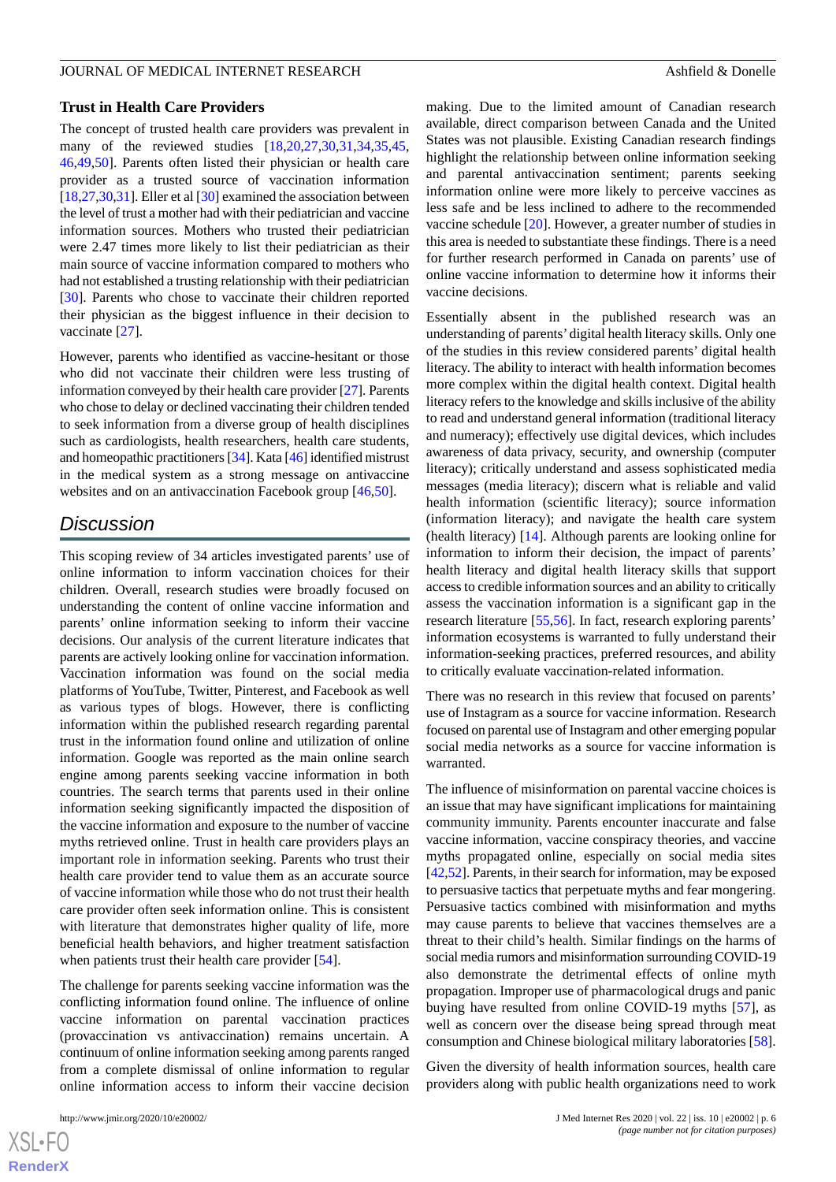### Trust in Health Care Providers

The concept of trusted health care providers was prevalent in many of the reviewed studies [18,20,27,30,31,34,35,45,46,49,50]. Parents often listed their physician or health care provider as a trusted source of vaccination information [18,27,30,31]. Eller et al [30] examined the association between the level of trust a mother had with their pediatrician and vaccine information sources. Mothers who trusted their pediatrician were 2.47 times more likely to list their pediatrician as their main source of vaccine information compared to mothers who had not established a trusting relationship with their pediatrician [30]. Parents who chose to vaccinate their children reported their physician as the biggest influence in their decision to vaccinate [27].

However, parents who identified as vaccine-hesitant or those who did not vaccinate their children were less trusting of information conveyed by their health care provider [27]. Parents who chose to delay or declined vaccinating their children tended to seek information from a diverse group of health disciplines such as cardiologists, health researchers, health care students, and homeopathic practitioners [34]. Kata [46] identified mistrust in the medical system as a strong message on antivaccine websites and on an antivaccination Facebook group [46,50].

## Discussion

This scoping review of 34 articles investigated parents' use of online information to inform vaccination choices for their children. Overall, research studies were broadly focused on understanding the content of online vaccine information and parents' online information seeking to inform their vaccine decisions. Our analysis of the current literature indicates that parents are actively looking online for vaccination information. Vaccination information was found on the social media platforms of YouTube, Twitter, Pinterest, and Facebook as well as various types of blogs. However, there is conflicting information within the published research regarding parental trust in the information found online and utilization of online information. Google was reported as the main online search engine among parents seeking vaccine information in both countries. The search terms that parents used in their online information seeking significantly impacted the disposition of the vaccine information and exposure to the number of vaccine myths retrieved online. Trust in health care providers plays an important role in information seeking. Parents who trust their health care provider tend to value them as an accurate source of vaccine information while those who do not trust their health care provider often seek information online. This is consistent with literature that demonstrates higher quality of life, more beneficial health behaviors, and higher treatment satisfaction when patients trust their health care provider [54].

The challenge for parents seeking vaccine information was the conflicting information found online. The influence of online vaccine information on parental vaccination practices (provaccination vs antivaccination) remains uncertain. A continuum of online information seeking among parents ranged from a complete dismissal of online information to regular online information access to inform their vaccine decision making. Due to the limited amount of Canadian research available, direct comparison between Canada and the United States was not plausible. Existing Canadian research findings highlight the relationship between online information seeking and parental antivaccination sentiment; parents seeking information online were more likely to perceive vaccines as less safe and be less inclined to adhere to the recommended vaccine schedule [20]. However, a greater number of studies in this area is needed to substantiate these findings. There is a need for further research performed in Canada on parents' use of online vaccine information to determine how it informs their vaccine decisions.

Essentially absent in the published research was an understanding of parents' digital health literacy skills. Only one of the studies in this review considered parents' digital health literacy. The ability to interact with health information becomes more complex within the digital health context. Digital health literacy refers to the knowledge and skills inclusive of the ability to read and understand general information (traditional literacy and numeracy); effectively use digital devices, which includes awareness of data privacy, security, and ownership (computer literacy); critically understand and assess sophisticated media messages (media literacy); discern what is reliable and valid health information (scientific literacy); source information (information literacy); and navigate the health care system (health literacy) [14]. Although parents are looking online for information to inform their decision, the impact of parents' health literacy and digital health literacy skills that support access to credible information sources and an ability to critically assess the vaccination information is a significant gap in the research literature [55,56]. In fact, research exploring parents' information ecosystems is warranted to fully understand their information-seeking practices, preferred resources, and ability to critically evaluate vaccination-related information.

There was no research in this review that focused on parents' use of Instagram as a source for vaccine information. Research focused on parental use of Instagram and other emerging popular social media networks as a source for vaccine information is warranted.

The influence of misinformation on parental vaccine choices is an issue that may have significant implications for maintaining community immunity. Parents encounter inaccurate and false vaccine information, vaccine conspiracy theories, and vaccine myths propagated online, especially on social media sites [42,52]. Parents, in their search for information, may be exposed to persuasive tactics that perpetuate myths and fear mongering. Persuasive tactics combined with misinformation and myths may cause parents to believe that vaccines themselves are a threat to their child's health. Similar findings on the harms of social media rumors and misinformation surrounding COVID-19 also demonstrate the detrimental effects of online myth propagation. Improper use of pharmacological drugs and panic buying have resulted from online COVID-19 myths [57], as well as concern over the disease being spread through meat consumption and Chinese biological military laboratories [58].

Given the diversity of health information sources, health care providers along with public health organizations need to work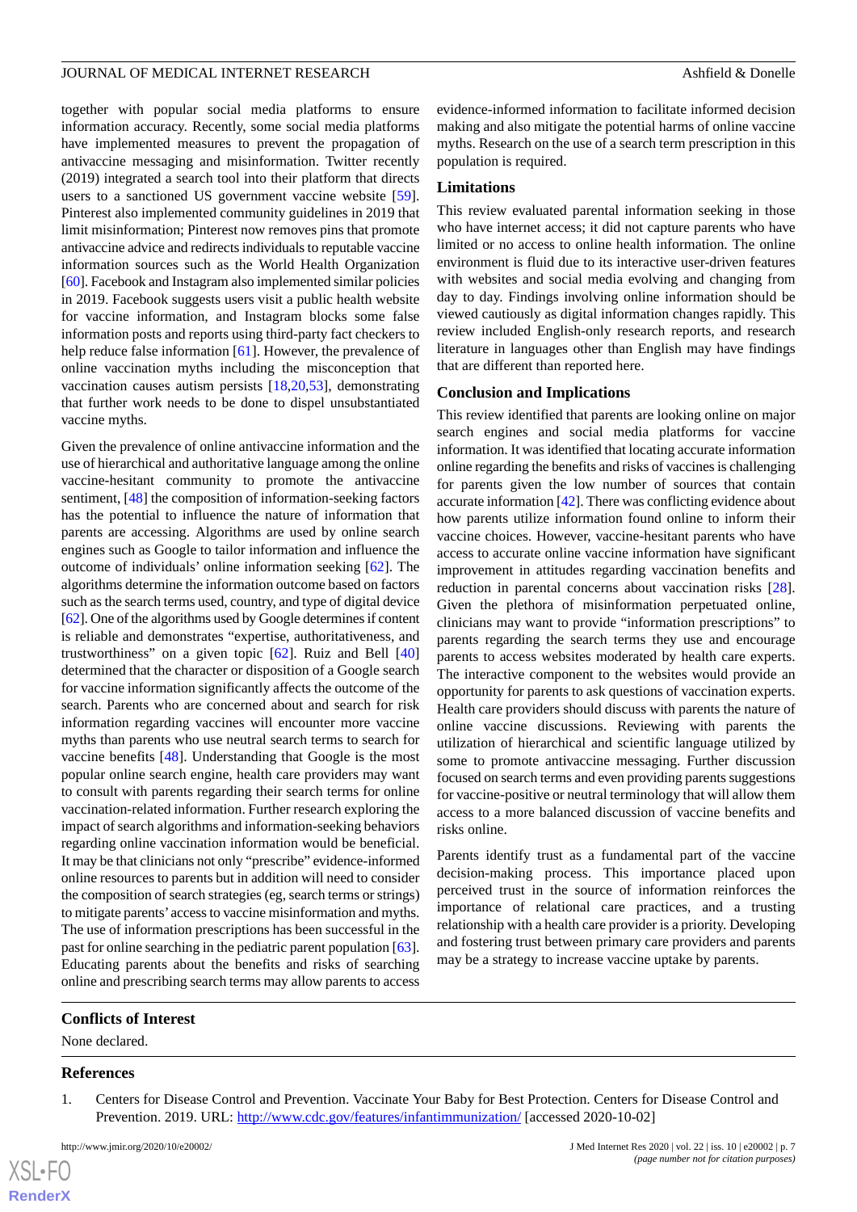together with popular social media platforms to ensure information accuracy. Recently, some social media platforms have implemented measures to prevent the propagation of antivaccine messaging and misinformation. Twitter recently (2019) integrated a search tool into their platform that directs users to a sanctioned US government vaccine website [59]. Pinterest also implemented community guidelines in 2019 that limit misinformation; Pinterest now removes pins that promote antivaccine advice and redirects individuals to reputable vaccine information sources such as the World Health Organization [60]. Facebook and Instagram also implemented similar policies in 2019. Facebook suggests users visit a public health website for vaccine information, and Instagram blocks some false information posts and reports using third-party fact checkers to help reduce false information [61]. However, the prevalence of online vaccination myths including the misconception that vaccination causes autism persists [18,20,53], demonstrating that further work needs to be done to dispel unsubstantiated vaccine myths.

Given the prevalence of online antivaccine information and the use of hierarchical and authoritative language among the online vaccine-hesitant community to promote the antivaccine sentiment, [48] the composition of information-seeking factors has the potential to influence the nature of information that parents are accessing. Algorithms are used by online search engines such as Google to tailor information and influence the outcome of individuals' online information seeking [62]. The algorithms determine the information outcome based on factors such as the search terms used, country, and type of digital device [62]. One of the algorithms used by Google determines if content is reliable and demonstrates "expertise, authoritativeness, and trustworthiness" on a given topic [62]. Ruiz and Bell [40] determined that the character or disposition of a Google search for vaccine information significantly affects the outcome of the search. Parents who are concerned about and search for risk information regarding vaccines will encounter more vaccine myths than parents who use neutral search terms to search for vaccine benefits [48]. Understanding that Google is the most popular online search engine, health care providers may want to consult with parents regarding their search terms for online vaccination-related information. Further research exploring the impact of search algorithms and information-seeking behaviors regarding online vaccination information would be beneficial. It may be that clinicians not only "prescribe" evidence-informed online resources to parents but in addition will need to consider the composition of search strategies (eg, search terms or strings) to mitigate parents' access to vaccine misinformation and myths. The use of information prescriptions has been successful in the past for online searching in the pediatric parent population [63]. Educating parents about the benefits and risks of searching online and prescribing search terms may allow parents to access evidence-informed information to facilitate informed decision making and also mitigate the potential harms of online vaccine myths. Research on the use of a search term prescription in this population is required.

### Limitations

This review evaluated parental information seeking in those who have internet access; it did not capture parents who have limited or no access to online health information. The online environment is fluid due to its interactive user-driven features with websites and social media evolving and changing from day to day. Findings involving online information should be viewed cautiously as digital information changes rapidly. This review included English-only research reports, and research literature in languages other than English may have findings that are different than reported here.

### Conclusion and Implications

This review identified that parents are looking online on major search engines and social media platforms for vaccine information. It was identified that locating accurate information online regarding the benefits and risks of vaccines is challenging for parents given the low number of sources that contain accurate information [42]. There was conflicting evidence about how parents utilize information found online to inform their vaccine choices. However, vaccine-hesitant parents who have access to accurate online vaccine information have significant improvement in attitudes regarding vaccination benefits and reduction in parental concerns about vaccination risks [28]. Given the plethora of misinformation perpetuated online, clinicians may want to provide "information prescriptions" to parents regarding the search terms they use and encourage parents to access websites moderated by health care experts. The interactive component to the websites would provide an opportunity for parents to ask questions of vaccination experts. Health care providers should discuss with parents the nature of online vaccine discussions. Reviewing with parents the utilization of hierarchical and scientific language utilized by some to promote antivaccine messaging. Further discussion focused on search terms and even providing parents suggestions for vaccine-positive or neutral terminology that will allow them access to a more balanced discussion of vaccine benefits and risks online.

Parents identify trust as a fundamental part of the vaccine decision-making process. This importance placed upon perceived trust in the source of information reinforces the importance of relational care practices, and a trusting relationship with a health care provider is a priority. Developing and fostering trust between primary care providers and parents may be a strategy to increase vaccine uptake by parents.

## Conflicts of Interest

None declared.

## References

1. Centers for Disease Control and Prevention. Vaccinate Your Baby for Best Protection. Centers for Disease Control and Prevention. 2019. URL: http://www.cdc.gov/features/infantimmunization/ [accessed 2020-10-02]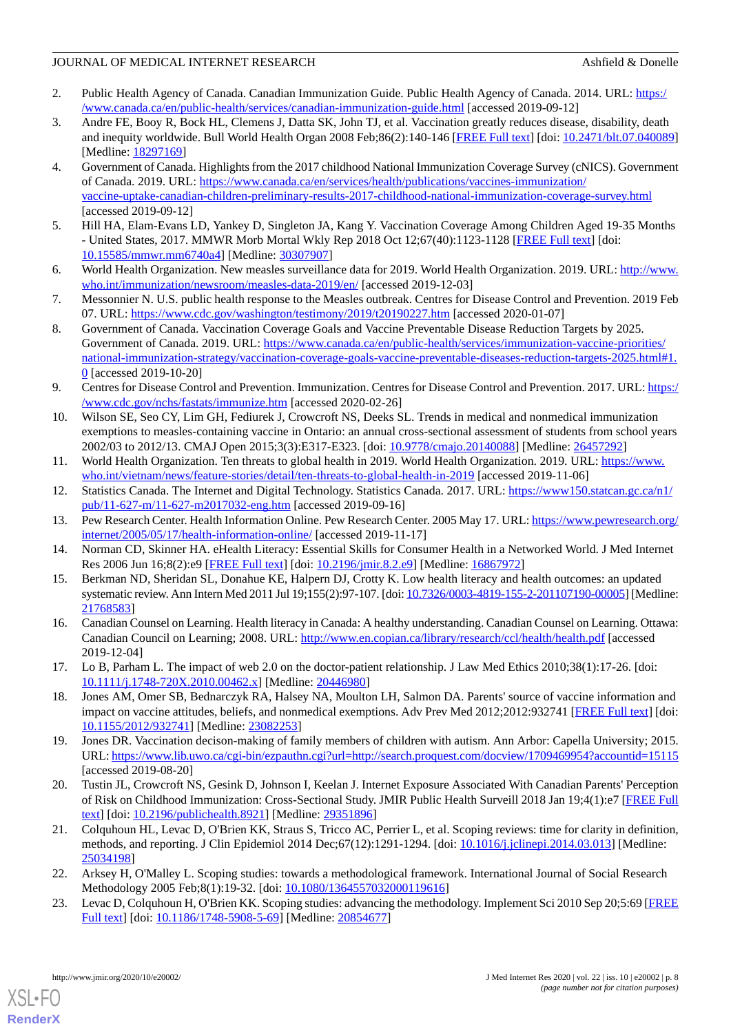2. Public Health Agency of Canada. Canadian Immunization Guide. Public Health Agency of Canada. 2014. URL: https://www.canada.ca/en/public-health/services/canadian-immunization-guide.html [accessed 2019-09-12]
3. Andre FE, Booy R, Bock HL, Clemens J, Datta SK, John TJ, et al. Vaccination greatly reduces disease, disability, death and inequity worldwide. Bull World Health Organ 2008 Feb;86(2):140-146 [FREE Full text] [doi: 10.2471/blt.07.040089] [Medline: 18297169]
4. Government of Canada. Highlights from the 2017 childhood National Immunization Coverage Survey (cNICS). Government of Canada. 2019. URL: https://www.canada.ca/en/services/health/publications/vaccines-immunization/vaccine-uptake-canadian-children-preliminary-results-2017-childhood-national-immunization-coverage-survey.html [accessed 2019-09-12]
5. Hill HA, Elam-Evans LD, Yankey D, Singleton JA, Kang Y. Vaccination Coverage Among Children Aged 19-35 Months - United States, 2017. MMWR Morb Mortal Wkly Rep 2018 Oct 12;67(40):1123-1128 [FREE Full text] [doi: 10.15585/mmwr.mm6740a4] [Medline: 30307907]
6. World Health Organization. New measles surveillance data for 2019. World Health Organization. 2019. URL: http://www.who.int/immunization/newsroom/measles-data-2019/en/ [accessed 2019-12-03]
7. Messonnier N. U.S. public health response to the Measles outbreak. Centres for Disease Control and Prevention. 2019 Feb 07. URL: https://www.cdc.gov/washington/testimony/2019/t20190227.htm [accessed 2020-01-07]
8. Government of Canada. Vaccination Coverage Goals and Vaccine Preventable Disease Reduction Targets by 2025. Government of Canada. 2019. URL: https://www.canada.ca/en/public-health/services/immunization-vaccine-priorities/national-immunization-strategy/vaccination-coverage-goals-vaccine-preventable-diseases-reduction-targets-2025.html#1.0 [accessed 2019-10-20]
9. Centres for Disease Control and Prevention. Immunization. Centres for Disease Control and Prevention. 2017. URL: https://www.cdc.gov/nchs/fastats/immunize.htm [accessed 2020-02-26]
10. Wilson SE, Seo CY, Lim GH, Fediurek J, Crowcroft NS, Deeks SL. Trends in medical and nonmedical immunization exemptions to measles-containing vaccine in Ontario: an annual cross-sectional assessment of students from school years 2002/03 to 2012/13. CMAJ Open 2015;3(3):E317-E323. [doi: 10.9778/cmajo.20140088] [Medline: 26457292]
11. World Health Organization. Ten threats to global health in 2019. World Health Organization. 2019. URL: https://www.who.int/vietnam/news/feature-stories/detail/ten-threats-to-global-health-in-2019 [accessed 2019-11-06]
12. Statistics Canada. The Internet and Digital Technology. Statistics Canada. 2017. URL: https://www150.statcan.gc.ca/n1/pub/11-627-m/11-627-m2017032-eng.htm [accessed 2019-09-16]
13. Pew Research Center. Health Information Online. Pew Research Center. 2005 May 17. URL: https://www.pewresearch.org/internet/2005/05/17/health-information-online/ [accessed 2019-11-17]
14. Norman CD, Skinner HA. eHealth Literacy: Essential Skills for Consumer Health in a Networked World. J Med Internet Res 2006 Jun 16;8(2):e9 [FREE Full text] [doi: 10.2196/jmir.8.2.e9] [Medline: 16867972]
15. Berkman ND, Sheridan SL, Donahue KE, Halpern DJ, Crotty K. Low health literacy and health outcomes: an updated systematic review. Ann Intern Med 2011 Jul 19;155(2):97-107. [doi: 10.7326/0003-4819-155-2-201107190-00005] [Medline: 21768583]
16. Canadian Counsel on Learning. Health literacy in Canada: A healthy understanding. Canadian Counsel on Learning. Ottawa: Canadian Council on Learning; 2008. URL: http://www.en.copian.ca/library/research/ccl/health/health.pdf [accessed 2019-12-04]
17. Lo B, Parham L. The impact of web 2.0 on the doctor-patient relationship. J Law Med Ethics 2010;38(1):17-26. [doi: 10.1111/j.1748-720X.2010.00462.x] [Medline: 20446980]
18. Jones AM, Omer SB, Bednarczyk RA, Halsey NA, Moulton LH, Salmon DA. Parents' source of vaccine information and impact on vaccine attitudes, beliefs, and nonmedical exemptions. Adv Prev Med 2012;2012:932741 [FREE Full text] [doi: 10.1155/2012/932741] [Medline: 23082253]
19. Jones DR. Vaccination decison-making of family members of children with autism. Ann Arbor: Capella University; 2015. URL: https://www.lib.uwo.ca/cgi-bin/ezpauthn.cgi?url=http://search.proquest.com/docview/1709469954?accountid=15115 [accessed 2019-08-20]
20. Tustin JL, Crowcroft NS, Gesink D, Johnson I, Keelan J. Internet Exposure Associated With Canadian Parents' Perception of Risk on Childhood Immunization: Cross-Sectional Study. JMIR Public Health Surveill 2018 Jan 19;4(1):e7 [FREE Full text] [doi: 10.2196/publichealth.8921] [Medline: 29351896]
21. Colquhoun HL, Levac D, O'Brien KK, Straus S, Tricco AC, Perrier L, et al. Scoping reviews: time for clarity in definition, methods, and reporting. J Clin Epidemiol 2014 Dec;67(12):1291-1294. [doi: 10.1016/j.jclinepi.2014.03.013] [Medline: 25034198]
22. Arksey H, O'Malley L. Scoping studies: towards a methodological framework. International Journal of Social Research Methodology 2005 Feb;8(1):19-32. [doi: 10.1080/1364557032000119616]
23. Levac D, Colquhoun H, O'Brien KK. Scoping studies: advancing the methodology. Implement Sci 2010 Sep 20;5:69 [FREE Full text] [doi: 10.1186/1748-5908-5-69] [Medline: 20854677]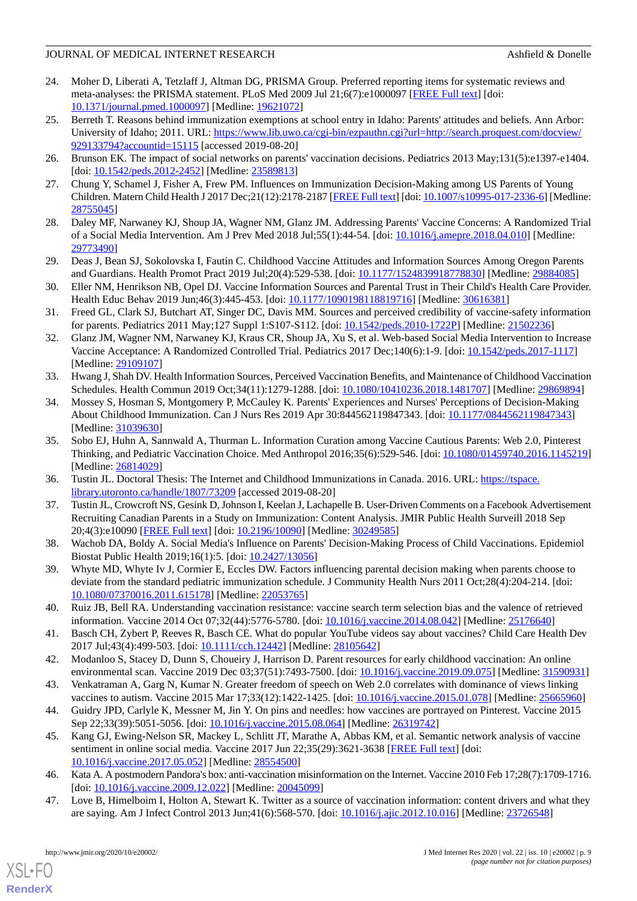24. Moher D, Liberati A, Tetzlaff J, Altman DG, PRISMA Group. Preferred reporting items for systematic reviews and meta-analyses: the PRISMA statement. PLoS Med 2009 Jul 21;6(7):e1000097 [FREE Full text] [doi: 10.1371/journal.pmed.1000097] [Medline: 19621072]
25. Berreth T. Reasons behind immunization exemptions at school entry in Idaho: Parents' attitudes and beliefs. Ann Arbor: University of Idaho; 2011. URL: https://www.lib.uwo.ca/cgi-bin/ezpauthn.cgi?url=http://search.proquest.com/docview/929133794?accountid=15115 [accessed 2019-08-20]
26. Brunson EK. The impact of social networks on parents' vaccination decisions. Pediatrics 2013 May;131(5):e1397-e1404. [doi: 10.1542/peds.2012-2452] [Medline: 23589813]
27. Chung Y, Schamel J, Fisher A, Frew PM. Influences on Immunization Decision-Making among US Parents of Young Children. Matern Child Health J 2017 Dec;21(12):2178-2187 [FREE Full text] [doi: 10.1007/s10995-017-2336-6] [Medline: 28755045]
28. Daley MF, Narwaney KJ, Shoup JA, Wagner NM, Glanz JM. Addressing Parents' Vaccine Concerns: A Randomized Trial of a Social Media Intervention. Am J Prev Med 2018 Jul;55(1):44-54. [doi: 10.1016/j.amepre.2018.04.010] [Medline: 29773490]
29. Deas J, Bean SJ, Sokolovska I, Fautin C. Childhood Vaccine Attitudes and Information Sources Among Oregon Parents and Guardians. Health Promot Pract 2019 Jul;20(4):529-538. [doi: 10.1177/1524839918778830] [Medline: 29884085]
30. Eller NM, Henrikson NB, Opel DJ. Vaccine Information Sources and Parental Trust in Their Child's Health Care Provider. Health Educ Behav 2019 Jun;46(3):445-453. [doi: 10.1177/1090198118819716] [Medline: 30616381]
31. Freed GL, Clark SJ, Butchart AT, Singer DC, Davis MM. Sources and perceived credibility of vaccine-safety information for parents. Pediatrics 2011 May;127 Suppl 1:S107-S112. [doi: 10.1542/peds.2010-1722P] [Medline: 21502236]
32. Glanz JM, Wagner NM, Narwaney KJ, Kraus CR, Shoup JA, Xu S, et al. Web-based Social Media Intervention to Increase Vaccine Acceptance: A Randomized Controlled Trial. Pediatrics 2017 Dec;140(6):1-9. [doi: 10.1542/peds.2017-1117] [Medline: 29109107]
33. Hwang J, Shah DV. Health Information Sources, Perceived Vaccination Benefits, and Maintenance of Childhood Vaccination Schedules. Health Commun 2019 Oct;34(11):1279-1288. [doi: 10.1080/10410236.2018.1481707] [Medline: 29869894]
34. Mossey S, Hosman S, Montgomery P, McCauley K. Parents' Experiences and Nurses' Perceptions of Decision-Making About Childhood Immunization. Can J Nurs Res 2019 Apr 30:844562119847343. [doi: 10.1177/0844562119847343] [Medline: 31039630]
35. Sobo EJ, Huhn A, Sannwald A, Thurman L. Information Curation among Vaccine Cautious Parents: Web 2.0, Pinterest Thinking, and Pediatric Vaccination Choice. Med Anthropol 2016;35(6):529-546. [doi: 10.1080/01459740.2016.1145219] [Medline: 26814029]
36. Tustin JL. Doctoral Thesis: The Internet and Childhood Immunizations in Canada. 2016. URL: https://tspace.library.utoronto.ca/handle/1807/73209 [accessed 2019-08-20]
37. Tustin JL, Crowcroft NS, Gesink D, Johnson I, Keelan J, Lachapelle B. User-Driven Comments on a Facebook Advertisement Recruiting Canadian Parents in a Study on Immunization: Content Analysis. JMIR Public Health Surveill 2018 Sep 20;4(3):e10090 [FREE Full text] [doi: 10.2196/10090] [Medline: 30249585]
38. Wachob DA, Boldy A. Social Media's Influence on Parents' Decision-Making Process of Child Vaccinations. Epidemiol Biostat Public Health 2019;16(1):5. [doi: 10.2427/13056]
39. Whyte MD, Whyte Iv J, Cormier E, Eccles DW. Factors influencing parental decision making when parents choose to deviate from the standard pediatric immunization schedule. J Community Health Nurs 2011 Oct;28(4):204-214. [doi: 10.1080/07370016.2011.615178] [Medline: 22053765]
40. Ruiz JB, Bell RA. Understanding vaccination resistance: vaccine search term selection bias and the valence of retrieved information. Vaccine 2014 Oct 07;32(44):5776-5780. [doi: 10.1016/j.vaccine.2014.08.042] [Medline: 25176640]
41. Basch CH, Zybert P, Reeves R, Basch CE. What do popular YouTube videos say about vaccines? Child Care Health Dev 2017 Jul;43(4):499-503. [doi: 10.1111/cch.12442] [Medline: 28105642]
42. Modanloo S, Stacey D, Dunn S, Choueiry J, Harrison D. Parent resources for early childhood vaccination: An online environmental scan. Vaccine 2019 Dec 03;37(51):7493-7500. [doi: 10.1016/j.vaccine.2019.09.075] [Medline: 31590931]
43. Venkatraman A, Garg N, Kumar N. Greater freedom of speech on Web 2.0 correlates with dominance of views linking vaccines to autism. Vaccine 2015 Mar 17;33(12):1422-1425. [doi: 10.1016/j.vaccine.2015.01.078] [Medline: 25665960]
44. Guidry JPD, Carlyle K, Messner M, Jin Y. On pins and needles: how vaccines are portrayed on Pinterest. Vaccine 2015 Sep 22;33(39):5051-5056. [doi: 10.1016/j.vaccine.2015.08.064] [Medline: 26319742]
45. Kang GJ, Ewing-Nelson SR, Mackey L, Schlitt JT, Marathe A, Abbas KM, et al. Semantic network analysis of vaccine sentiment in online social media. Vaccine 2017 Jun 22;35(29):3621-3638 [FREE Full text] [doi: 10.1016/j.vaccine.2017.05.052] [Medline: 28554500]
46. Kata A. A postmodern Pandora's box: anti-vaccination misinformation on the Internet. Vaccine 2010 Feb 17;28(7):1709-1716. [doi: 10.1016/j.vaccine.2009.12.022] [Medline: 20045099]
47. Love B, Himelboim I, Holton A, Stewart K. Twitter as a source of vaccination information: content drivers and what they are saying. Am J Infect Control 2013 Jun;41(6):568-570. [doi: 10.1016/j.ajic.2012.10.016] [Medline: 23726548]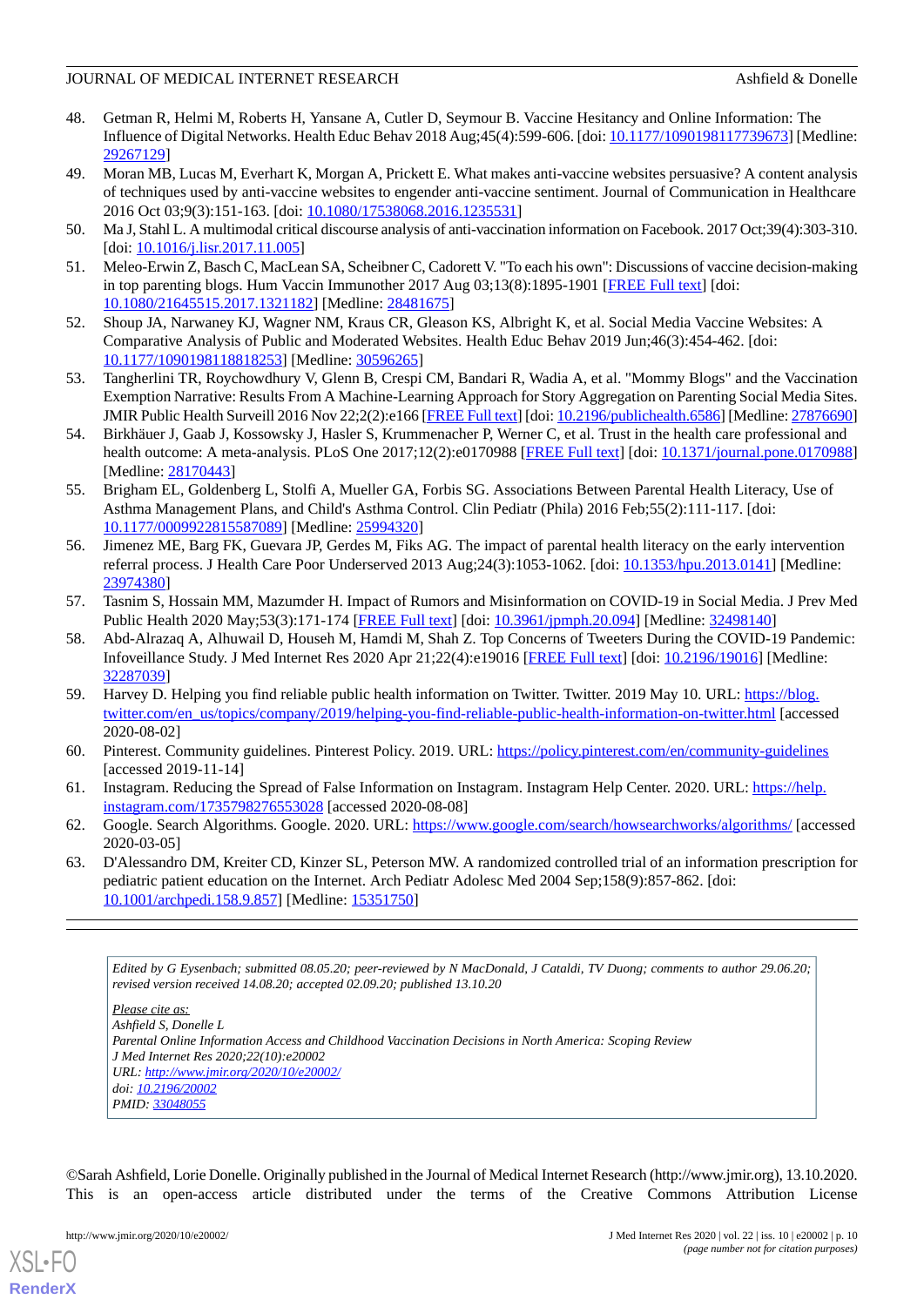48. Getman R, Helmi M, Roberts H, Yansane A, Cutler D, Seymour B. Vaccine Hesitancy and Online Information: The Influence of Digital Networks. Health Educ Behav 2018 Aug;45(4):599-606. [doi: 10.1177/1090198117739673] [Medline: 29267129]
49. Moran MB, Lucas M, Everhart K, Morgan A, Prickett E. What makes anti-vaccine websites persuasive? A content analysis of techniques used by anti-vaccine websites to engender anti-vaccine sentiment. Journal of Communication in Healthcare 2016 Oct 03;9(3):151-163. [doi: 10.1080/17538068.2016.1235531]
50. Ma J, Stahl L. A multimodal critical discourse analysis of anti-vaccination information on Facebook. 2017 Oct;39(4):303-310. [doi: 10.1016/j.lisr.2017.11.005]
51. Meleo-Erwin Z, Basch C, MacLean SA, Scheibner C, Cadorett V. "To each his own": Discussions of vaccine decision-making in top parenting blogs. Hum Vaccin Immunother 2017 Aug 03;13(8):1895-1901 [FREE Full text] [doi: 10.1080/21645515.2017.1321182] [Medline: 28481675]
52. Shoup JA, Narwaney KJ, Wagner NM, Kraus CR, Gleason KS, Albright K, et al. Social Media Vaccine Websites: A Comparative Analysis of Public and Moderated Websites. Health Educ Behav 2019 Jun;46(3):454-462. [doi: 10.1177/1090198118818253] [Medline: 30596265]
53. Tangherlini TR, Roychowdhury V, Glenn B, Crespi CM, Bandari R, Wadia A, et al. "Mommy Blogs" and the Vaccination Exemption Narrative: Results From A Machine-Learning Approach for Story Aggregation on Parenting Social Media Sites. JMIR Public Health Surveill 2016 Nov 22;2(2):e166 [FREE Full text] [doi: 10.2196/publichealth.6586] [Medline: 27876690]
54. Birkhäuer J, Gaab J, Kossowsky J, Hasler S, Krummenacher P, Werner C, et al. Trust in the health care professional and health outcome: A meta-analysis. PLoS One 2017;12(2):e0170988 [FREE Full text] [doi: 10.1371/journal.pone.0170988] [Medline: 28170443]
55. Brigham EL, Goldenberg L, Stolfi A, Mueller GA, Forbis SG. Associations Between Parental Health Literacy, Use of Asthma Management Plans, and Child's Asthma Control. Clin Pediatr (Phila) 2016 Feb;55(2):111-117. [doi: 10.1177/0009922815587089] [Medline: 25994320]
56. Jimenez ME, Barg FK, Guevara JP, Gerdes M, Fiks AG. The impact of parental health literacy on the early intervention referral process. J Health Care Poor Underserved 2013 Aug;24(3):1053-1062. [doi: 10.1353/hpu.2013.0141] [Medline: 23974380]
57. Tasnim S, Hossain MM, Mazumder H. Impact of Rumors and Misinformation on COVID-19 in Social Media. J Prev Med Public Health 2020 May;53(3):171-174 [FREE Full text] [doi: 10.3961/jpmph.20.094] [Medline: 32498140]
58. Abd-Alrazaq A, Alhuwail D, Househ M, Hamdi M, Shah Z. Top Concerns of Tweeters During the COVID-19 Pandemic: Infoveillance Study. J Med Internet Res 2020 Apr 21;22(4):e19016 [FREE Full text] [doi: 10.2196/19016] [Medline: 32287039]
59. Harvey D. Helping you find reliable public health information on Twitter. Twitter. 2019 May 10. URL: https://blog.twitter.com/en_us/topics/company/2019/helping-you-find-reliable-public-health-information-on-twitter.html [accessed 2020-08-02]
60. Pinterest. Community guidelines. Pinterest Policy. 2019. URL: https://policy.pinterest.com/en/community-guidelines [accessed 2019-11-14]
61. Instagram. Reducing the Spread of False Information on Instagram. Instagram Help Center. 2020. URL: https://help.instagram.com/1735798276553028 [accessed 2020-08-08]
62. Google. Search Algorithms. Google. 2020. URL: https://www.google.com/search/howsearchworks/algorithms/ [accessed 2020-03-05]
63. D'Alessandro DM, Kreiter CD, Kinzer SL, Peterson MW. A randomized controlled trial of an information prescription for pediatric patient education on the Internet. Arch Pediatr Adolesc Med 2004 Sep;158(9):857-862. [doi: 10.1001/archpedi.158.9.857] [Medline: 15351750]

---

*Edited by G Eysenbach; submitted 08.05.20; peer-reviewed by N MacDonald, J Cataldi, TV Duong; comments to author 29.06.20; revised version received 14.08.20; accepted 02.09.20; published 13.10.20*

*Please cite as:*
*Ashfield S, Donelle L*
*Parental Online Information Access and Childhood Vaccination Decisions in North America: Scoping Review*
*J Med Internet Res 2020;22(10):e20002*
*URL: http://www.jmir.org/2020/10/e20002/*
*doi: 10.2196/20002*
*PMID: 33048055*

©Sarah Ashfield, Lorie Donelle. Originally published in the Journal of Medical Internet Research (http://www.jmir.org), 13.10.2020. This is an open-access article distributed under the terms of the Creative Commons Attribution License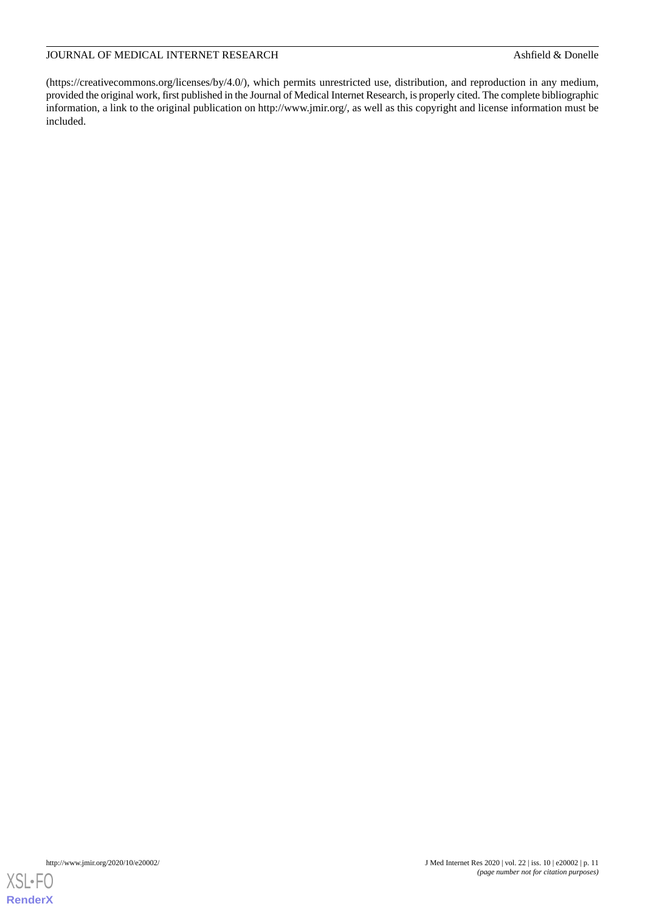(https://creativecommons.org/licenses/by/4.0/), which permits unrestricted use, distribution, and reproduction in any medium, provided the original work, first published in the Journal of Medical Internet Research, is properly cited. The complete bibliographic information, a link to the original publication on http://www.jmir.org/, as well as this copyright and license information must be included.